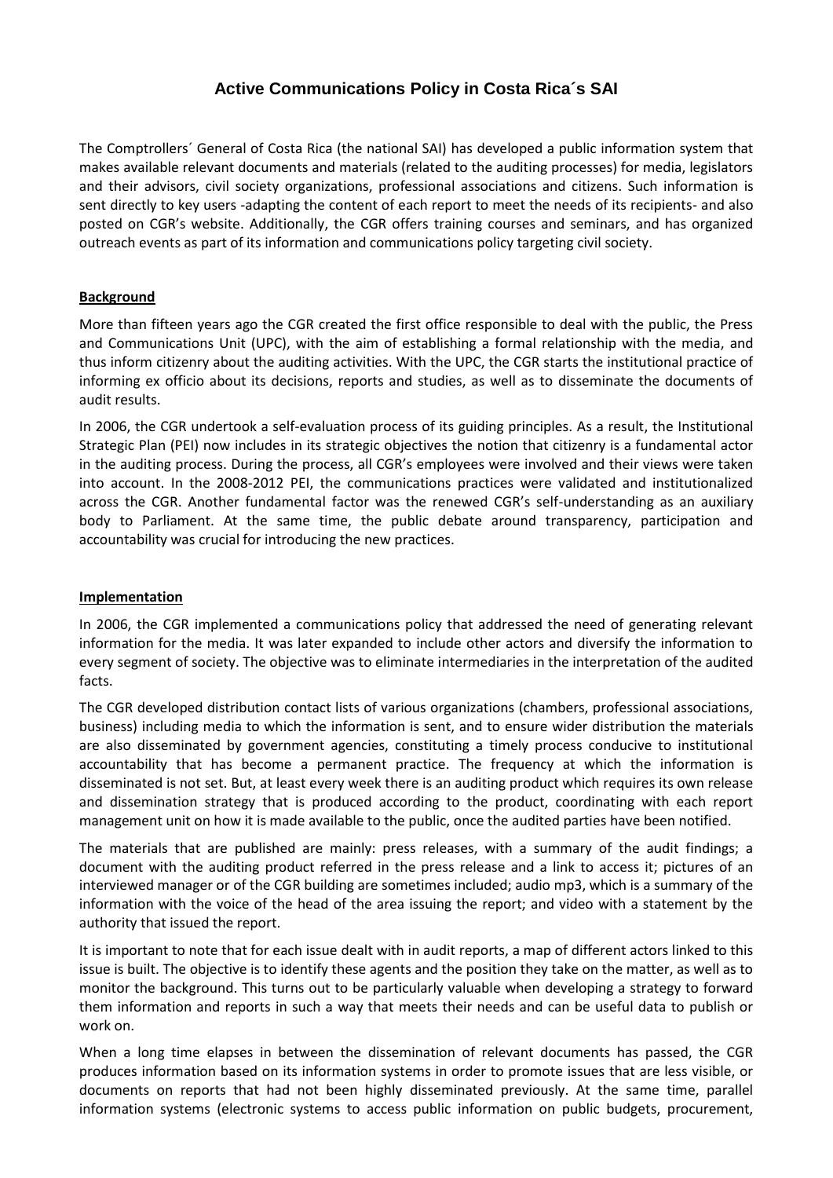# Active Communications Policy in Costa Rica´s SAI

The Comptrollers´ General of Costa Rica (the national SAI) has developed a public information system that makes available relevant documents and materials (related to the auditing processes) for media, legislators and their advisors, civil society organizations, professional associations and citizens. Such information is sent directly to key users -adapting the content of each report to meet the needs of its recipients- and also posted on CGR's website. Additionally, the CGR offers training courses and seminars, and has organized outreach events as part of its information and communications policy targeting civil society.

## Background

More than fifteen years ago the CGR created the first office responsible to deal with the public, the Press and Communications Unit (UPC), with the aim of establishing a formal relationship with the media, and thus inform citizenry about the auditing activities. With the UPC, the CGR starts the institutional practice of informing ex officio about its decisions, reports and studies, as well as to disseminate the documents of audit results.

In 2006, the CGR undertook a self-evaluation process of its guiding principles. As a result, the Institutional Strategic Plan (PEI) now includes in its strategic objectives the notion that citizenry is a fundamental actor in the auditing process. During the process, all CGR's employees were involved and their views were taken into account. In the 2008-2012 PEI, the communications practices were validated and institutionalized across the CGR. Another fundamental factor was the renewed CGR's self-understanding as an auxiliary body to Parliament. At the same time, the public debate around transparency, participation and accountability was crucial for introducing the new practices.

## Implementation

In 2006, the CGR implemented a communications policy that addressed the need of generating relevant information for the media. It was later expanded to include other actors and diversify the information to every segment of society. The objective was to eliminate intermediaries in the interpretation of the audited facts.

The CGR developed distribution contact lists of various organizations (chambers, professional associations, business) including media to which the information is sent, and to ensure wider distribution the materials are also disseminated by government agencies, constituting a timely process conducive to institutional accountability that has become a permanent practice. The frequency at which the information is disseminated is not set. But, at least every week there is an auditing product which requires its own release and dissemination strategy that is produced according to the product, coordinating with each report management unit on how it is made available to the public, once the audited parties have been notified.

The materials that are published are mainly: press releases, with a summary of the audit findings; a document with the auditing product referred in the press release and a link to access it; pictures of an interviewed manager or of the CGR building are sometimes included; audio mp3, which is a summary of the information with the voice of the head of the area issuing the report; and video with a statement by the authority that issued the report.

It is important to note that for each issue dealt with in audit reports, a map of different actors linked to this issue is built. The objective is to identify these agents and the position they take on the matter, as well as to monitor the background. This turns out to be particularly valuable when developing a strategy to forward them information and reports in such a way that meets their needs and can be useful data to publish or work on.

When a long time elapses in between the dissemination of relevant documents has passed, the CGR produces information based on its information systems in order to promote issues that are less visible, or documents on reports that had not been highly disseminated previously. At the same time, parallel information systems (electronic systems to access public information on public budgets, procurement,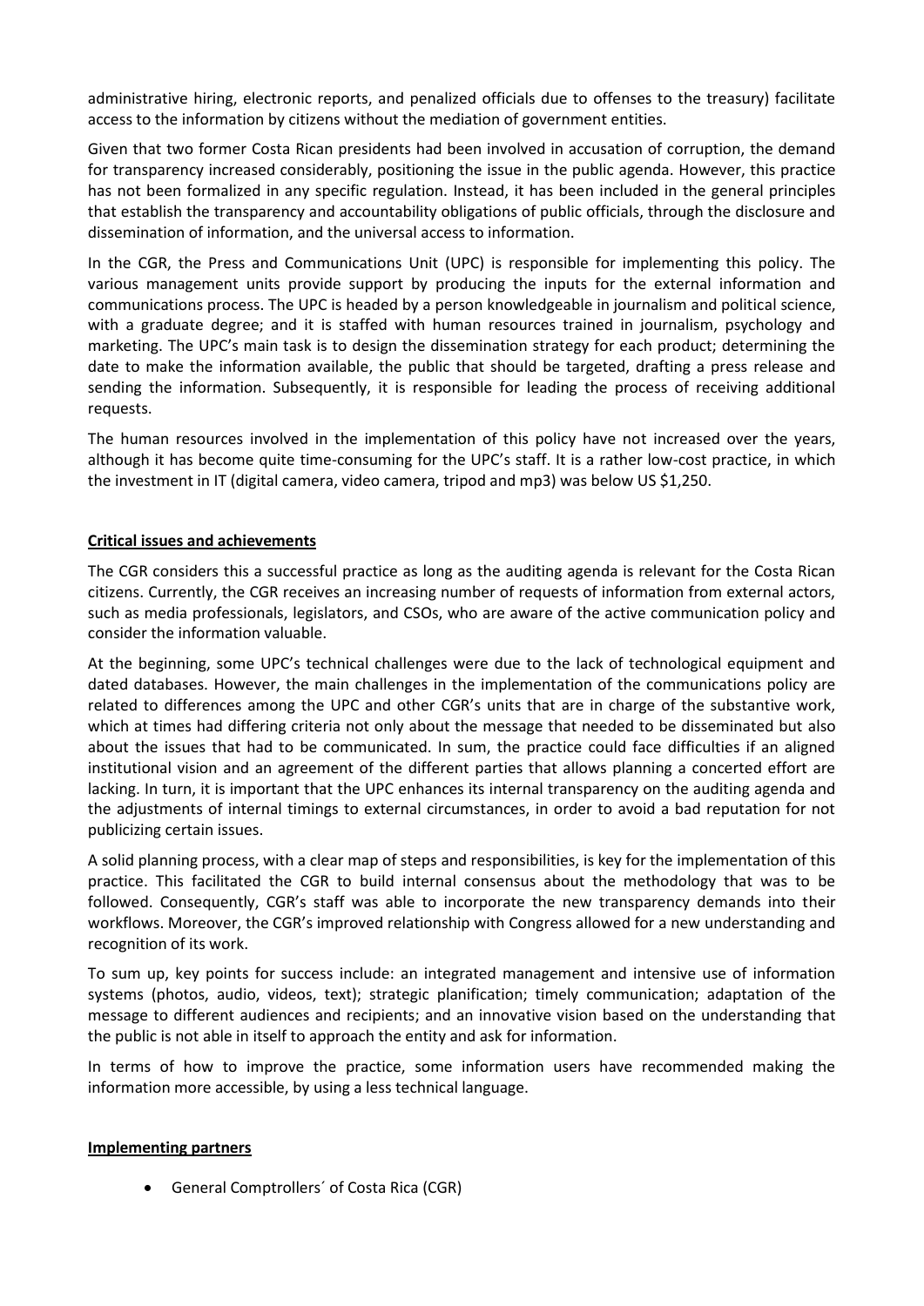administrative hiring, electronic reports, and penalized officials due to offenses to the treasury) facilitate access to the information by citizens without the mediation of government entities.

Given that two former Costa Rican presidents had been involved in accusation of corruption, the demand for transparency increased considerably, positioning the issue in the public agenda. However, this practice has not been formalized in any specific regulation. Instead, it has been included in the general principles that establish the transparency and accountability obligations of public officials, through the disclosure and dissemination of information, and the universal access to information.

In the CGR, the Press and Communications Unit (UPC) is responsible for implementing this policy. The various management units provide support by producing the inputs for the external information and communications process. The UPC is headed by a person knowledgeable in journalism and political science, with a graduate degree; and it is staffed with human resources trained in journalism, psychology and marketing. The UPC's main task is to design the dissemination strategy for each product; determining the date to make the information available, the public that should be targeted, drafting a press release and sending the information. Subsequently, it is responsible for leading the process of receiving additional requests.

The human resources involved in the implementation of this policy have not increased over the years, although it has become quite time-consuming for the UPC's staff. It is a rather low-cost practice, in which the investment in IT (digital camera, video camera, tripod and mp3) was below US $1,250.

## Critical issues and achievements

The CGR considers this a successful practice as long as the auditing agenda is relevant for the Costa Rican citizens. Currently, the CGR receives an increasing number of requests of information from external actors, such as media professionals, legislators, and CSOs, who are aware of the active communication policy and consider the information valuable.

At the beginning, some UPC's technical challenges were due to the lack of technological equipment and dated databases. However, the main challenges in the implementation of the communications policy are related to differences among the UPC and other CGR's units that are in charge of the substantive work, which at times had differing criteria not only about the message that needed to be disseminated but also about the issues that had to be communicated. In sum, the practice could face difficulties if an aligned institutional vision and an agreement of the different parties that allows planning a concerted effort are lacking. In turn, it is important that the UPC enhances its internal transparency on the auditing agenda and the adjustments of internal timings to external circumstances, in order to avoid a bad reputation for not publicizing certain issues.

A solid planning process, with a clear map of steps and responsibilities, is key for the implementation of this practice. This facilitated the CGR to build internal consensus about the methodology that was to be followed. Consequently, CGR's staff was able to incorporate the new transparency demands into their workflows. Moreover, the CGR's improved relationship with Congress allowed for a new understanding and recognition of its work.

To sum up, key points for success include: an integrated management and intensive use of information systems (photos, audio, videos, text); strategic planification; timely communication; adaptation of the message to different audiences and recipients; and an innovative vision based on the understanding that the public is not able in itself to approach the entity and ask for information.

In terms of how to improve the practice, some information users have recommended making the information more accessible, by using a less technical language.

## Implementing partners

- General Comptrollers´ of Costa Rica (CGR)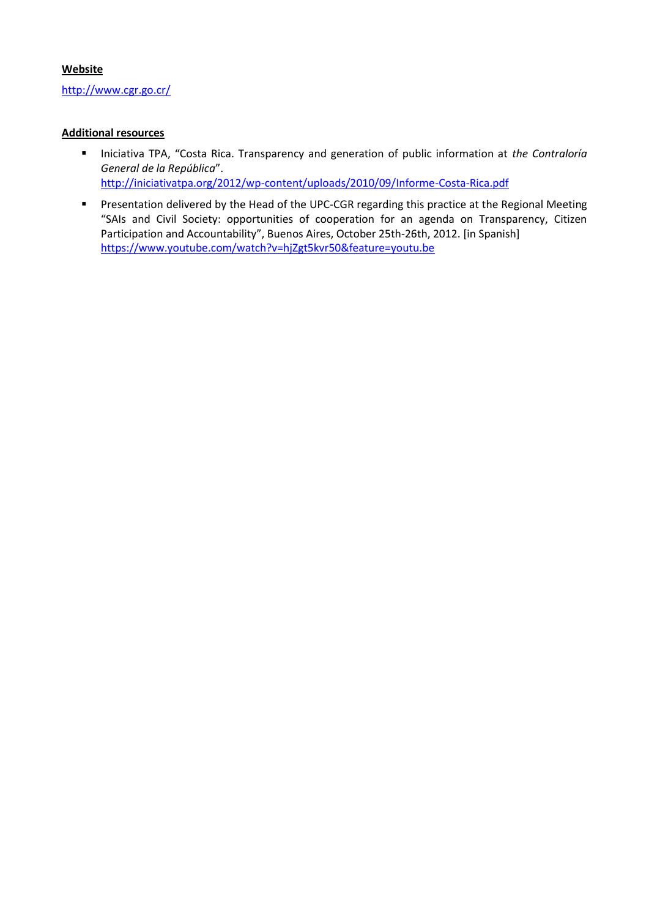**Website**

http://www.cgr.go.cr/

**Additional resources**

- Iniciativa TPA, "Costa Rica. Transparency and generation of public information at *the Contraloría General de la República*". http://iniciativatpa.org/2012/wp-content/uploads/2010/09/Informe-Costa-Rica.pdf
- Presentation delivered by the Head of the UPC-CGR regarding this practice at the Regional Meeting "SAIs and Civil Society: opportunities of cooperation for an agenda on Transparency, Citizen Participation and Accountability", Buenos Aires, October 25th-26th, 2012. [in Spanish] https://www.youtube.com/watch?v=hjZgt5kvr50&feature=youtu.be